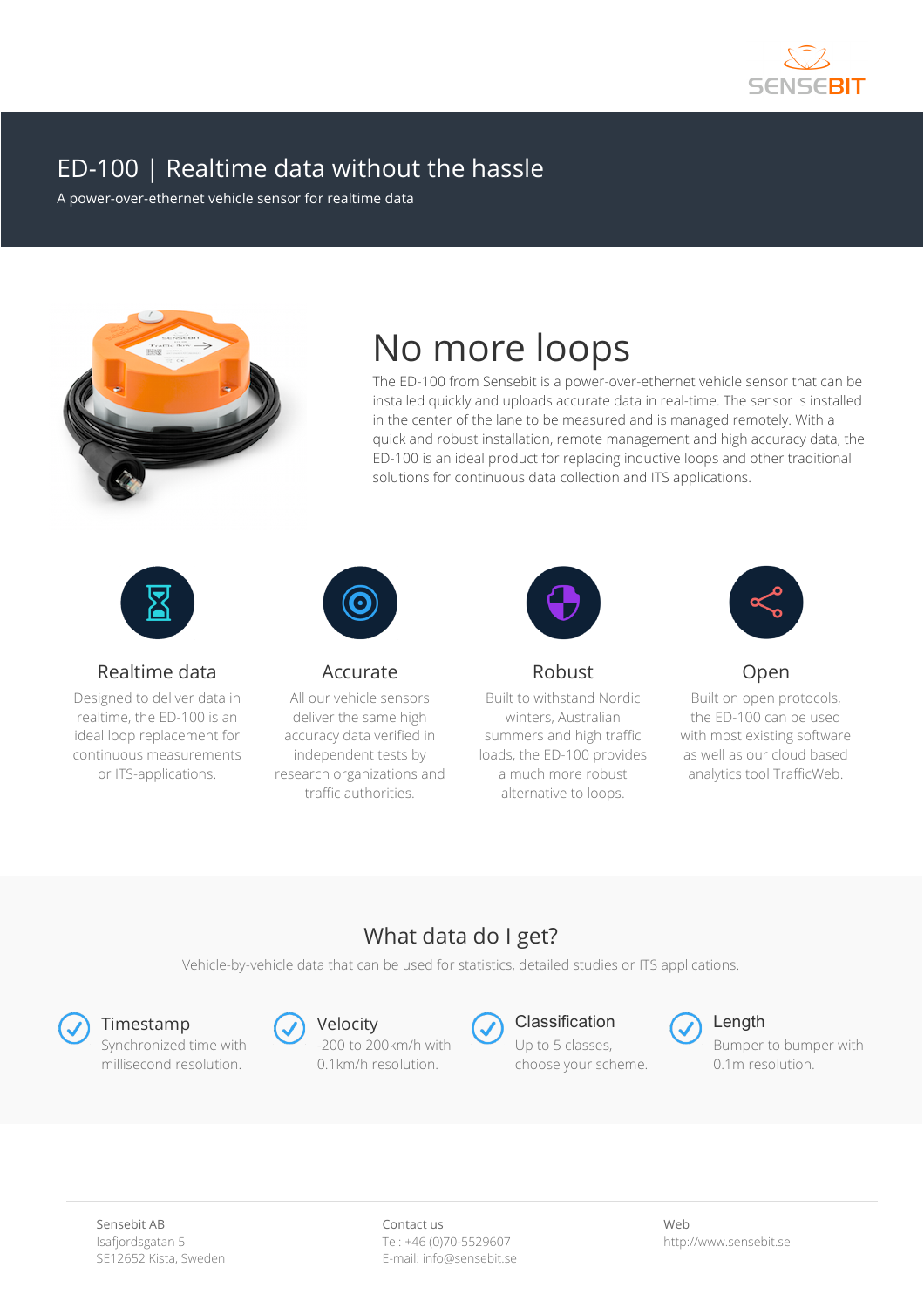SENSEBIT

# ED-100 | Realtime data without the hassle

A power-over-ethernet vehicle sensor for realtime data

## No more loops

The ED-100 from Sensebit is a power-over-ethernet vehicle sensor that can be installed quickly and uploads accurate data in real-time. The sensor is installed in the center of the lane to be measured and is managed remotely. With a quick and robust installation, remote management and high accuracy data, the ED-100 is an ideal product for replacing inductive loops and other traditional solutions for continuous data collection and ITS applications.

### Realtime data

Designed to deliver data in realtime, the ED-100 is an ideal loop replacement for continuous measurements or ITS-applications.

### Accurate

All our vehicle sensors deliver the same high accuracy data verified in independent tests by research organizations and traffic authorities.

### Robust

Built to withstand Nordic winters, Australian summers and high traffic loads, the ED-100 provides a much more robust alternative to loops.

### Open

Built on open protocols, the ED-100 can be used with most existing software as well as our cloud based analytics tool TrafficWeb.

## What data do I get?

Vehicle-by-vehicle data that can be used for statistics, detailed studies or ITS applications.

- **Timestamp**
  Synchronized time with millisecond resolution.
- **Velocity**
  -200 to 200km/h with 0.1km/h resolution.
- **Classification**
  Up to 5 classes, choose your scheme.
- **Length**
  Bumper to bumper with 0.1m resolution.

Sensebit AB
Isafjordsgatan 5
SE12652 Kista, Sweden

Contact us
Tel: +46 (0)70-5529607
E-mail: info@sensebit.se

Web
http://www.sensebit.se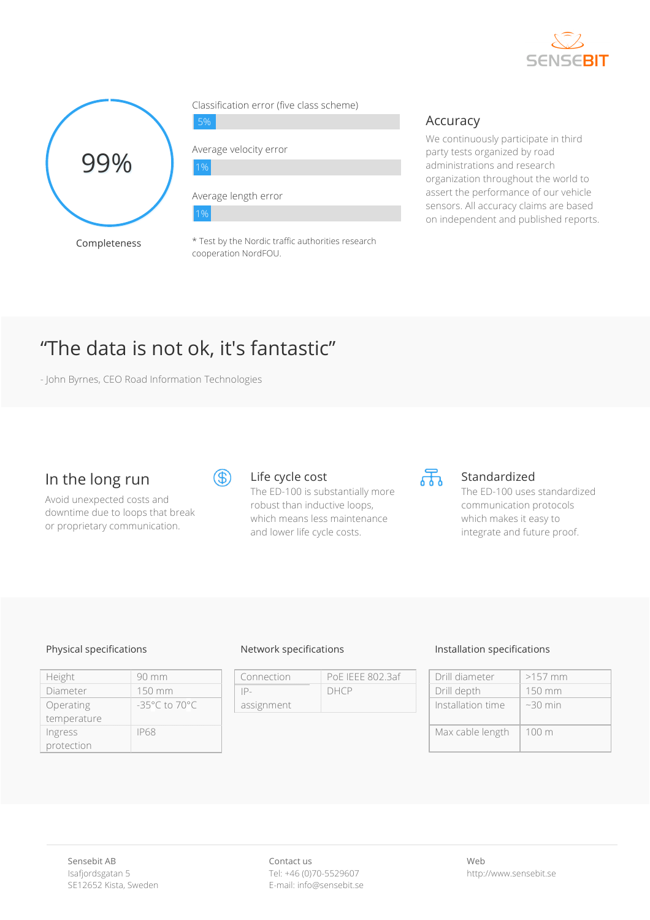SENSEBIT

99%

Completeness

Classification error (five class scheme)

5%

Average velocity error

1%

Average length error

1%

* Test by the Nordic traffic authorities research cooperation NordFOU.

## Accuracy

We continuously participate in third party tests organized by road administrations and research organization throughout the world to assert the performance of our vehicle sensors. All accuracy claims are based on independent and published reports.

## “The data is not ok, it's fantastic”

- John Byrnes, CEO Road Information Technologies

## In the long run

Avoid unexpected costs and downtime due to loops that break or proprietary communication.

### Life cycle cost

The ED-100 is substantially more robust than inductive loops, which means less maintenance and lower life cycle costs.

### Standardized

The ED-100 uses standardized communication protocols which makes it easy to integrate and future proof.

### Physical specifications

| | |
|---|---|
| Height | 90 mm |
| Diameter | 150 mm |
| Operating temperature | -35°C to 70°C |
| Ingress protection | IP68 |

### Network specifications

| | |
|---|---|
| Connection | PoE IEEE 802.3af |
| IP-assignment | DHCP |

### Installation specifications

| | |
|---|---|
| Drill diameter | >157 mm |
| Drill depth | 150 mm |
| Installation time | ~30 min |
| Max cable length | 100 m |

Sensebit AB
Isafjordsgatan 5
SE12652 Kista, Sweden

Contact us
Tel: +46 (0)70-5529607
E-mail: info@sensebit.se

Web
http://www.sensebit.se